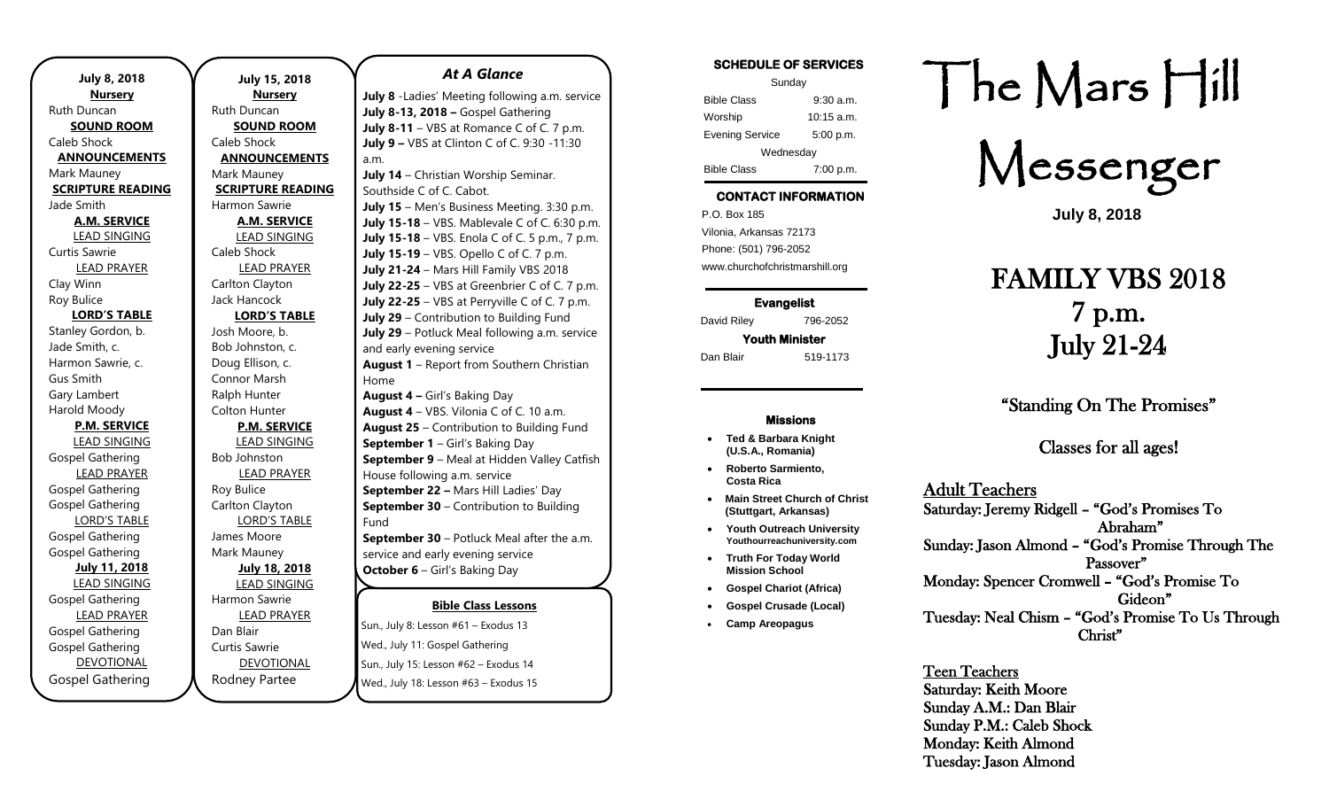**July 8, 2018**

**Nursery**
Ruth Duncan

**SOUND ROOM**
Caleb Shock

**ANNOUNCEMENTS**
Mark Mauney

**SCRIPTURE READING**
Jade Smith

**A.M. SERVICE**

LEAD SINGING
Curtis Sawrie

LEAD PRAYER
Clay Winn
Roy Bulice

**LORD'S TABLE**
Stanley Gordon, b.
Jade Smith, c.
Harmon Sawrie, c.
Gus Smith
Gary Lambert
Harold Moody

**P.M. SERVICE**

LEAD SINGING
Gospel Gathering

LEAD PRAYER
Gospel Gathering
Gospel Gathering

LORD'S TABLE
Gospel Gathering
Gospel Gathering

**July 11, 2018**

LEAD SINGING
Gospel Gathering

LEAD PRAYER
Gospel Gathering
Gospel Gathering

DEVOTIONAL
Gospel Gathering

**July 15, 2018**

**Nursery**
Ruth Duncan

**SOUND ROOM**
Caleb Shock

**ANNOUNCEMENTS**
Mark Mauney

**SCRIPTURE READING**
Harmon Sawrie

**A.M. SERVICE**

LEAD SINGING
Caleb Shock

LEAD PRAYER
Carlton Clayton
Jack Hancock

**LORD'S TABLE**
Josh Moore, b.
Bob Johnston, c.
Doug Ellison, c.
Connor Marsh
Ralph Hunter
Colton Hunter

**P.M. SERVICE**

LEAD SINGING
Bob Johnston

LEAD PRAYER
Roy Bulice
Carlton Clayton

LORD'S TABLE
James Moore
Mark Mauney

**July 18, 2018**

LEAD SINGING
Harmon Sawrie

LEAD PRAYER
Dan Blair
Curtis Sawrie

DEVOTIONAL
Rodney Partee

## *At A Glance*

**July 8** -Ladies' Meeting following a.m. service
**July 8-13, 2018 –** Gospel Gathering
**July 8-11** – VBS at Romance C of C. 7 p.m.
**July 9 –** VBS at Clinton C of C. 9:30 -11:30 a.m.
**July 14** – Christian Worship Seminar. Southside C of C. Cabot.
**July 15** – Men's Business Meeting. 3:30 p.m.
**July 15-18** – VBS. Mablevale C of C. 6:30 p.m.
**July 15-18** – VBS. Enola C of C. 5 p.m., 7 p.m.
**July 15-19** – VBS. Opello C of C. 7 p.m.
**July 21-24** – Mars Hill Family VBS 2018
**July 22-25** – VBS at Greenbrier C of C. 7 p.m.
**July 22-25** – VBS at Perryville C of C. 7 p.m.
**July 29** – Contribution to Building Fund
**July 29** – Potluck Meal following a.m. service and early evening service
**August 1** – Report from Southern Christian Home
**August 4 –** Girl's Baking Day
**August 4** – VBS. Vilonia C of C. 10 a.m.
**August 25** – Contribution to Building Fund
**September 1** – Girl's Baking Day
**September 9** – Meal at Hidden Valley Catfish House following a.m. service
**September 22 –** Mars Hill Ladies' Day
**September 30** – Contribution to Building Fund
**September 30** – Potluck Meal after the a.m. service and early evening service
**October 6** – Girl's Baking Day

**Bible Class Lessons**

Sun., July 8: Lesson #61 – Exodus 13
Wed., July 11: Gospel Gathering
Sun., July 15: Lesson #62 – Exodus 14
Wed., July 18: Lesson #63 – Exodus 15

**SCHEDULE OF SERVICES**

| Sunday | |
|---|---|
| Bible Class | 9:30 a.m. |
| Worship | 10:15 a.m. |
| Evening Service | 5:00 p.m. |
| Wednesday | |
| Bible Class | 7:00 p.m. |

**CONTACT INFORMATION**

P.O. Box 185
Vilonia, Arkansas 72173
Phone: (501) 796-2052
www.churchofchristmarshill.org

**Evangelist**
David Riley 796-2052

**Youth Minister**
Dan Blair 519-1173

**Missions**

- **Ted & Barbara Knight (U.S.A., Romania)**
- **Roberto Sarmiento, Costa Rica**
- **Main Street Church of Christ (Stuttgart, Arkansas)**
- **Youth Outreach University** Youthourreachuniversity.com
- **Truth For Today World Mission School**
- **Gospel Chariot (Africa)**
- **Gospel Crusade (Local)**
- **Camp Areopagus**

# The Mars Hill Messenger

**July 8, 2018**

# FAMILY VBS 2018
# 7 p.m.
# July 21-24

## "Standing On The Promises"

## Classes for all ages!

**Adult Teachers**
Saturday: Jeremy Ridgell – "God's Promises To Abraham"
Sunday: Jason Almond – "God's Promise Through The Passover"
Monday: Spencer Cromwell – "God's Promise To Gideon"
Tuesday: Neal Chism – "God's Promise To Us Through Christ"

**Teen Teachers**
Saturday: Keith Moore
Sunday A.M.: Dan Blair
Sunday P.M.: Caleb Shock
Monday: Keith Almond
Tuesday: Jason Almond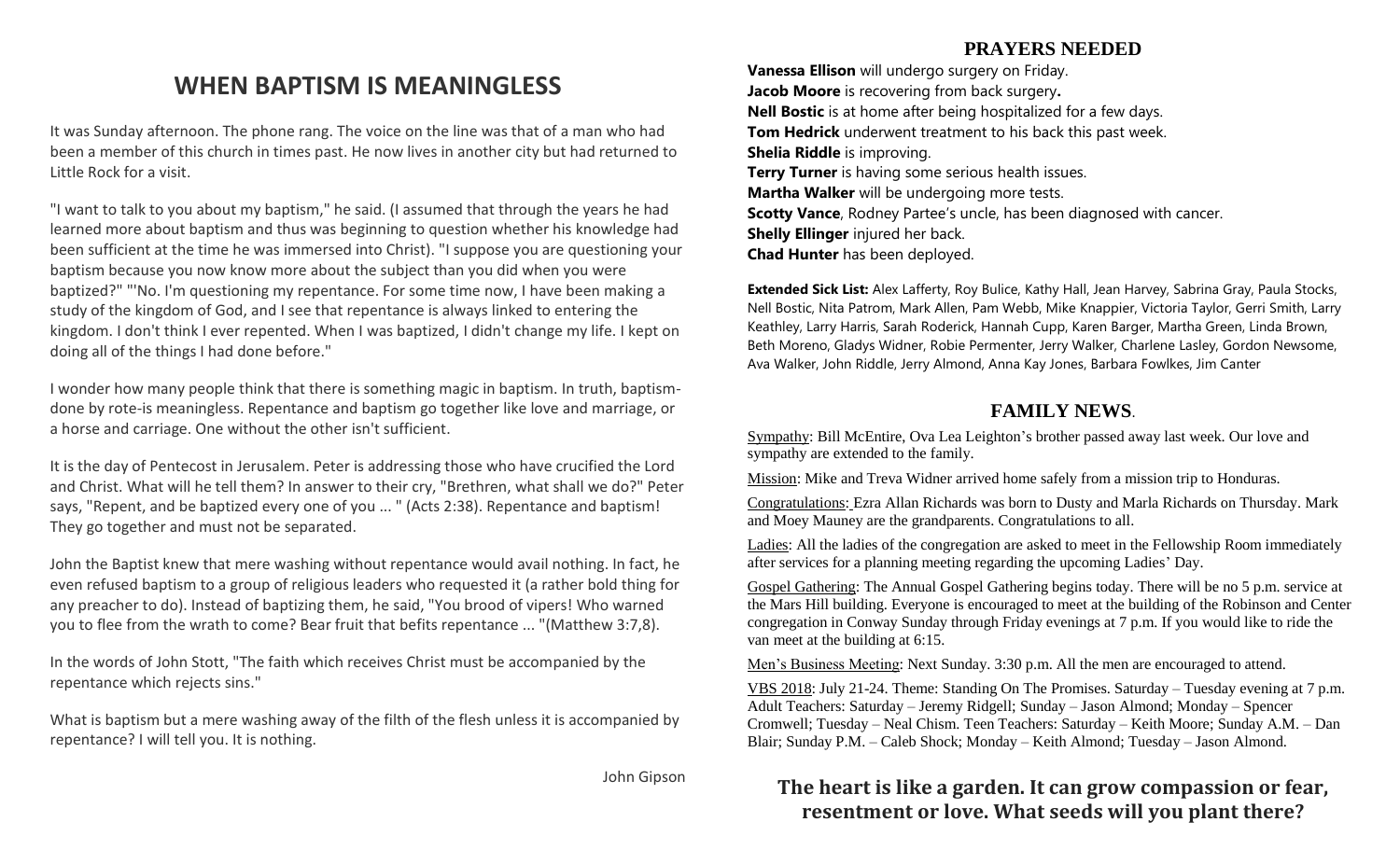# WHEN BAPTISM IS MEANINGLESS

It was Sunday afternoon. The phone rang. The voice on the line was that of a man who had been a member of this church in times past. He now lives in another city but had returned to Little Rock for a visit.

"I want to talk to you about my baptism," he said. (I assumed that through the years he had learned more about baptism and thus was beginning to question whether his knowledge had been sufficient at the time he was immersed into Christ). "I suppose you are questioning your baptism because you now know more about the subject than you did when you were baptized?" "'No. I'm questioning my repentance. For some time now, I have been making a study of the kingdom of God, and I see that repentance is always linked to entering the kingdom. I don't think I ever repented. When I was baptized, I didn't change my life. I kept on doing all of the things I had done before."

I wonder how many people think that there is something magic in baptism. In truth, baptism-done by rote-is meaningless. Repentance and baptism go together like love and marriage, or a horse and carriage. One without the other isn't sufficient.

It is the day of Pentecost in Jerusalem. Peter is addressing those who have crucified the Lord and Christ. What will he tell them? In answer to their cry, "Brethren, what shall we do?" Peter says, "Repent, and be baptized every one of you ... " (Acts 2:38). Repentance and baptism! They go together and must not be separated.

John the Baptist knew that mere washing without repentance would avail nothing. In fact, he even refused baptism to a group of religious leaders who requested it (a rather bold thing for any preacher to do). Instead of baptizing them, he said, "You brood of vipers! Who warned you to flee from the wrath to come? Bear fruit that befits repentance ... "(Matthew 3:7,8).

In the words of John Stott, "The faith which receives Christ must be accompanied by the repentance which rejects sins."

What is baptism but a mere washing away of the filth of the flesh unless it is accompanied by repentance? I will tell you. It is nothing.

John Gipson

## PRAYERS NEEDED

**Vanessa Ellison** will undergo surgery on Friday.
**Jacob Moore** is recovering from back surgery**.**
**Nell Bostic** is at home after being hospitalized for a few days.
**Tom Hedrick** underwent treatment to his back this past week.
**Shelia Riddle** is improving.
**Terry Turner** is having some serious health issues.
**Martha Walker** will be undergoing more tests.
**Scotty Vance**, Rodney Partee's uncle, has been diagnosed with cancer.
**Shelly Ellinger** injured her back.
**Chad Hunter** has been deployed.

**Extended Sick List:** Alex Lafferty, Roy Bulice, Kathy Hall, Jean Harvey, Sabrina Gray, Paula Stocks, Nell Bostic, Nita Patrom, Mark Allen, Pam Webb, Mike Knappier, Victoria Taylor, Gerri Smith, Larry Keathley, Larry Harris, Sarah Roderick, Hannah Cupp, Karen Barger, Martha Green, Linda Brown, Beth Moreno, Gladys Widner, Robie Permenter, Jerry Walker, Charlene Lasley, Gordon Newsome, Ava Walker, John Riddle, Jerry Almond, Anna Kay Jones, Barbara Fowlkes, Jim Canter

## FAMILY NEWS.

Sympathy: Bill McEntire, Ova Lea Leighton's brother passed away last week. Our love and sympathy are extended to the family.

Mission: Mike and Treva Widner arrived home safely from a mission trip to Honduras.

Congratulations: Ezra Allan Richards was born to Dusty and Marla Richards on Thursday. Mark and Moey Mauney are the grandparents. Congratulations to all.

Ladies: All the ladies of the congregation are asked to meet in the Fellowship Room immediately after services for a planning meeting regarding the upcoming Ladies' Day.

Gospel Gathering: The Annual Gospel Gathering begins today. There will be no 5 p.m. service at the Mars Hill building. Everyone is encouraged to meet at the building of the Robinson and Center congregation in Conway Sunday through Friday evenings at 7 p.m. If you would like to ride the van meet at the building at 6:15.

Men's Business Meeting: Next Sunday. 3:30 p.m. All the men are encouraged to attend.

VBS 2018: July 21-24. Theme: Standing On The Promises. Saturday – Tuesday evening at 7 p.m. Adult Teachers: Saturday – Jeremy Ridgell; Sunday – Jason Almond; Monday – Spencer Cromwell; Tuesday – Neal Chism. Teen Teachers: Saturday – Keith Moore; Sunday A.M. – Dan Blair; Sunday P.M. – Caleb Shock; Monday – Keith Almond; Tuesday – Jason Almond.

**The heart is like a garden. It can grow compassion or fear, resentment or love. What seeds will you plant there?**